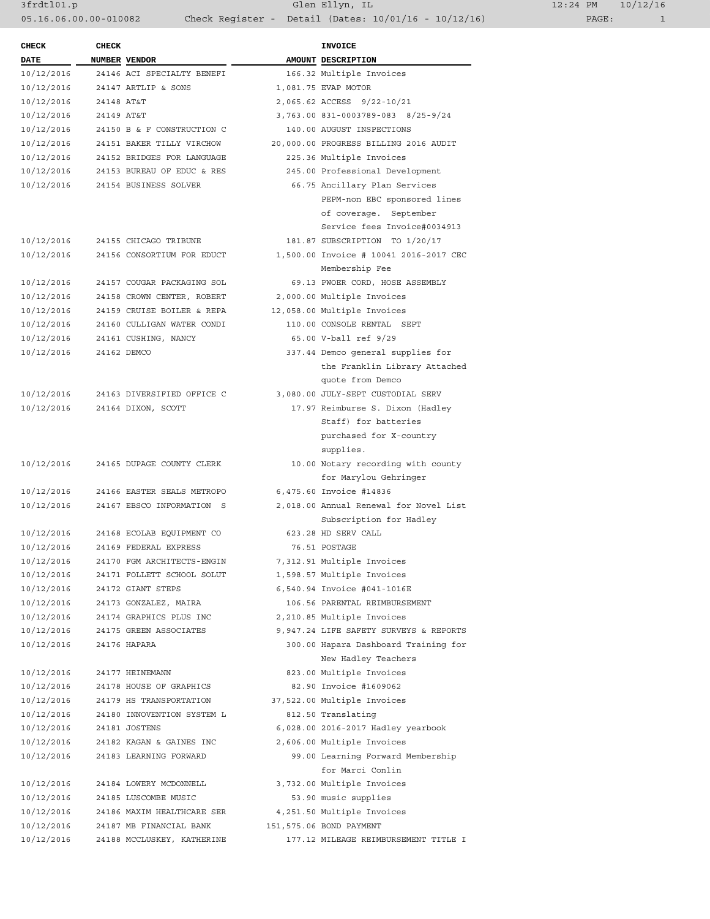| CHECK DATE | CHECK NUMBER | VENDOR | AMOUNT | INVOICE DESCRIPTION |
|---|---|---|---|---|
| 10/12/2016 | 24146 | ACI SPECIALTY BENEFI | 166.32 | Multiple Invoices |
| 10/12/2016 | 24147 | ARTLIP & SONS | 1,081.75 | EVAP MOTOR |
| 10/12/2016 | 24148 | AT&T | 2,065.62 | ACCESS 9/22-10/21 |
| 10/12/2016 | 24149 | AT&T | 3,763.00 | 831-0003789-083 8/25-9/24 |
| 10/12/2016 | 24150 | B & F CONSTRUCTION C | 140.00 | AUGUST INSPECTIONS |
| 10/12/2016 | 24151 | BAKER TILLY VIRCHOW | 20,000.00 | PROGRESS BILLING 2016 AUDIT |
| 10/12/2016 | 24152 | BRIDGES FOR LANGUAGE | 225.36 | Multiple Invoices |
| 10/12/2016 | 24153 | BUREAU OF EDUC & RES | 245.00 | Professional Development |
| 10/12/2016 | 24154 | BUSINESS SOLVER | 66.75 | Ancillary Plan Services PEPM-non EBC sponsored lines of coverage. September Service fees Invoice#0034913 |
| 10/12/2016 | 24155 | CHICAGO TRIBUNE | 181.87 | SUBSCRIPTION TO 1/20/17 |
| 10/12/2016 | 24156 | CONSORTIUM FOR EDUCT | 1,500.00 | Invoice # 10041 2016-2017 CEC Membership Fee |
| 10/12/2016 | 24157 | COUGAR PACKAGING SOL | 69.13 | PWOER CORD, HOSE ASSEMBLY |
| 10/12/2016 | 24158 | CROWN CENTER, ROBERT | 2,000.00 | Multiple Invoices |
| 10/12/2016 | 24159 | CRUISE BOILER & REPA | 12,058.00 | Multiple Invoices |
| 10/12/2016 | 24160 | CULLIGAN WATER CONDI | 110.00 | CONSOLE RENTAL SEPT |
| 10/12/2016 | 24161 | CUSHING, NANCY | 65.00 | V-ball ref 9/29 |
| 10/12/2016 | 24162 | DEMCO | 337.44 | Demco general supplies for the Franklin Library Attached quote from Demco |
| 10/12/2016 | 24163 | DIVERSIFIED OFFICE C | 3,080.00 | JULY-SEPT CUSTODIAL SERV |
| 10/12/2016 | 24164 | DIXON, SCOTT | 17.97 | Reimburse S. Dixon (Hadley Staff) for batteries purchased for X-country supplies. |
| 10/12/2016 | 24165 | DUPAGE COUNTY CLERK | 10.00 | Notary recording with county for Marylou Gehringer |
| 10/12/2016 | 24166 | EASTER SEALS METROPO | 6,475.60 | Invoice #14836 |
| 10/12/2016 | 24167 | EBSCO INFORMATION S | 2,018.00 | Annual Renewal for Novel List Subscription for Hadley |
| 10/12/2016 | 24168 | ECOLAB EQUIPMENT CO | 623.28 | HD SERV CALL |
| 10/12/2016 | 24169 | FEDERAL EXPRESS | 76.51 | POSTAGE |
| 10/12/2016 | 24170 | FGM ARCHITECTS-ENGIN | 7,312.91 | Multiple Invoices |
| 10/12/2016 | 24171 | FOLLETT SCHOOL SOLUT | 1,598.57 | Multiple Invoices |
| 10/12/2016 | 24172 | GIANT STEPS | 6,540.94 | Invoice #041-1016E |
| 10/12/2016 | 24173 | GONZALEZ, MAIRA | 106.56 | PARENTAL REIMBURSEMENT |
| 10/12/2016 | 24174 | GRAPHICS PLUS INC | 2,210.85 | Multiple Invoices |
| 10/12/2016 | 24175 | GREEN ASSOCIATES | 9,947.24 | LIFE SAFETY SURVEYS & REPORTS |
| 10/12/2016 | 24176 | HAPARA | 300.00 | Hapara Dashboard Training for New Hadley Teachers |
| 10/12/2016 | 24177 | HEINEMANN | 823.00 | Multiple Invoices |
| 10/12/2016 | 24178 | HOUSE OF GRAPHICS | 82.90 | Invoice #1609062 |
| 10/12/2016 | 24179 | HS TRANSPORTATION | 37,522.00 | Multiple Invoices |
| 10/12/2016 | 24180 | INNOVENTION SYSTEM L | 812.50 | Translating |
| 10/12/2016 | 24181 | JOSTENS | 6,028.00 | 2016-2017 Hadley yearbook |
| 10/12/2016 | 24182 | KAGAN & GAINES INC | 2,606.00 | Multiple Invoices |
| 10/12/2016 | 24183 | LEARNING FORWARD | 99.00 | Learning Forward Membership for Marci Conlin |
| 10/12/2016 | 24184 | LOWERY MCDONNELL | 3,732.00 | Multiple Invoices |
| 10/12/2016 | 24185 | LUSCOMBE MUSIC | 53.90 | music supplies |
| 10/12/2016 | 24186 | MAXIM HEALTHCARE SER | 4,251.50 | Multiple Invoices |
| 10/12/2016 | 24187 | MB FINANCIAL BANK | 151,575.06 | BOND PAYMENT |
| 10/12/2016 | 24188 | MCCLUSKEY, KATHERINE | 177.12 | MILEAGE REIMBURSEMENT TITLE I |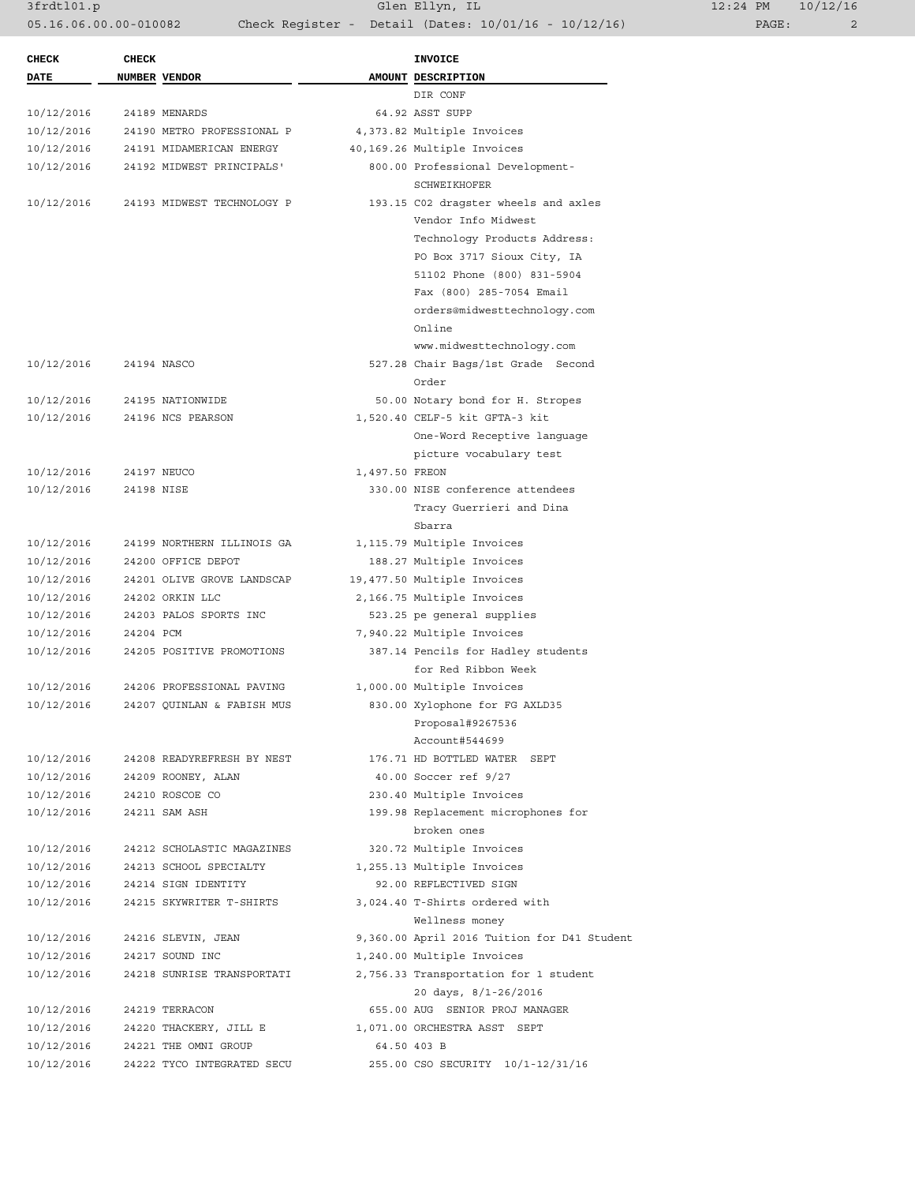| CHECK DATE | CHECK NUMBER | VENDOR | AMOUNT | INVOICE DESCRIPTION |
|---|---|---|---|---|
| | | | | DIR CONF |
| 10/12/2016 | 24189 | MENARDS | 64.92 | ASST SUPP |
| 10/12/2016 | 24190 | METRO PROFESSIONAL P | 4,373.82 | Multiple Invoices |
| 10/12/2016 | 24191 | MIDAMERICAN ENERGY | 40,169.26 | Multiple Invoices |
| 10/12/2016 | 24192 | MIDWEST PRINCIPALS' | 800.00 | Professional Development- SCHWEIKHOFER |
| 10/12/2016 | 24193 | MIDWEST TECHNOLOGY P | 193.15 | C02 dragster wheels and axles Vendor Info Midwest Technology Products Address: PO Box 3717 Sioux City, IA 51102 Phone (800) 831-5904 Fax (800) 285-7054 Email orders@midwesttechnology.com Online www.midwesttechnology.com |
| 10/12/2016 | 24194 | NASCO | 527.28 | Chair Bags/1st Grade Second Order |
| 10/12/2016 | 24195 | NATIONWIDE | 50.00 | Notary bond for H. Stropes |
| 10/12/2016 | 24196 | NCS PEARSON | 1,520.40 | CELF-5 kit GFTA-3 kit One-Word Receptive language picture vocabulary test |
| 10/12/2016 | 24197 | NEUCO | 1,497.50 | FREON |
| 10/12/2016 | 24198 | NISE | 330.00 | NISE conference attendees Tracy Guerrieri and Dina Sbarra |
| 10/12/2016 | 24199 | NORTHERN ILLINOIS GA | 1,115.79 | Multiple Invoices |
| 10/12/2016 | 24200 | OFFICE DEPOT | 188.27 | Multiple Invoices |
| 10/12/2016 | 24201 | OLIVE GROVE LANDSCAP | 19,477.50 | Multiple Invoices |
| 10/12/2016 | 24202 | ORKIN LLC | 2,166.75 | Multiple Invoices |
| 10/12/2016 | 24203 | PALOS SPORTS INC | 523.25 | pe general supplies |
| 10/12/2016 | 24204 | PCM | 7,940.22 | Multiple Invoices |
| 10/12/2016 | 24205 | POSITIVE PROMOTIONS | 387.14 | Pencils for Hadley students for Red Ribbon Week |
| 10/12/2016 | 24206 | PROFESSIONAL PAVING | 1,000.00 | Multiple Invoices |
| 10/12/2016 | 24207 | QUINLAN & FABISH MUS | 830.00 | Xylophone for FG AXLD35 Proposal#9267536 Account#544699 |
| 10/12/2016 | 24208 | READYREFRESH BY NEST | 176.71 | HD BOTTLED WATER SEPT |
| 10/12/2016 | 24209 | ROONEY, ALAN | 40.00 | Soccer ref 9/27 |
| 10/12/2016 | 24210 | ROSCOE CO | 230.40 | Multiple Invoices |
| 10/12/2016 | 24211 | SAM ASH | 199.98 | Replacement microphones for broken ones |
| 10/12/2016 | 24212 | SCHOLASTIC MAGAZINES | 320.72 | Multiple Invoices |
| 10/12/2016 | 24213 | SCHOOL SPECIALTY | 1,255.13 | Multiple Invoices |
| 10/12/2016 | 24214 | SIGN IDENTITY | 92.00 | REFLECTIVED SIGN |
| 10/12/2016 | 24215 | SKYWRITER T-SHIRTS | 3,024.40 | T-Shirts ordered with Wellness money |
| 10/12/2016 | 24216 | SLEVIN, JEAN | 9,360.00 | April 2016 Tuition for D41 Student |
| 10/12/2016 | 24217 | SOUND INC | 1,240.00 | Multiple Invoices |
| 10/12/2016 | 24218 | SUNRISE TRANSPORTATI | 2,756.33 | Transportation for 1 student 20 days, 8/1-26/2016 |
| 10/12/2016 | 24219 | TERRACON | 655.00 | AUG SENIOR PROJ MANAGER |
| 10/12/2016 | 24220 | THACKERY, JILL E | 1,071.00 | ORCHESTRA ASST SEPT |
| 10/12/2016 | 24221 | THE OMNI GROUP | 64.50 | 403 B |
| 10/12/2016 | 24222 | TYCO INTEGRATED SECU | 255.00 | CSO SECURITY 10/1-12/31/16 |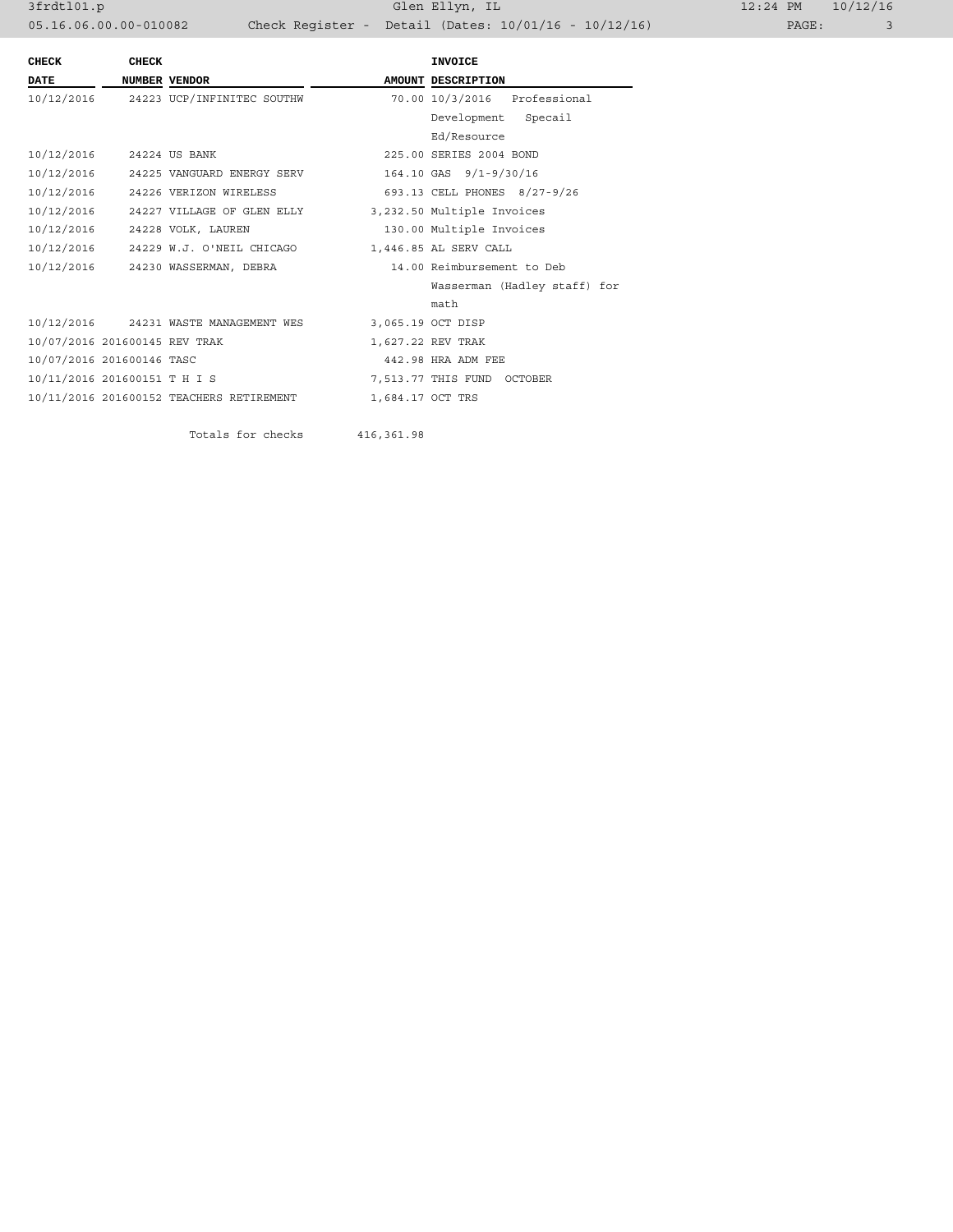| CHECK DATE | CHECK NUMBER | VENDOR | AMOUNT | INVOICE DESCRIPTION |
|---|---|---|---|---|
| 10/12/2016 | 24223 | UCP/INFINITEC SOUTHW | 70.00 | 10/3/2016 Professional Development Specail Ed/Resource |
| 10/12/2016 | 24224 | US BANK | 225.00 | SERIES 2004 BOND |
| 10/12/2016 | 24225 | VANGUARD ENERGY SERV | 164.10 | GAS 9/1-9/30/16 |
| 10/12/2016 | 24226 | VERIZON WIRELESS | 693.13 | CELL PHONES 8/27-9/26 |
| 10/12/2016 | 24227 | VILLAGE OF GLEN ELLY | 3,232.50 | Multiple Invoices |
| 10/12/2016 | 24228 | VOLK, LAUREN | 130.00 | Multiple Invoices |
| 10/12/2016 | 24229 | W.J. O'NEIL CHICAGO | 1,446.85 | AL SERV CALL |
| 10/12/2016 | 24230 | WASSERMAN, DEBRA | 14.00 | Reimbursement to Deb Wasserman (Hadley staff) for math |
| 10/12/2016 | 24231 | WASTE MANAGEMENT WES | 3,065.19 | OCT DISP |
| 10/07/2016 | 201600145 | REV TRAK | 1,627.22 | REV TRAK |
| 10/07/2016 | 201600146 | TASC | 442.98 | HRA ADM FEE |
| 10/11/2016 | 201600151 | T H I S | 7,513.77 | THIS FUND OCTOBER |
| 10/11/2016 | 201600152 | TEACHERS RETIREMENT | 1,684.17 | OCT TRS |
| | | Totals for checks | 416,361.98 | |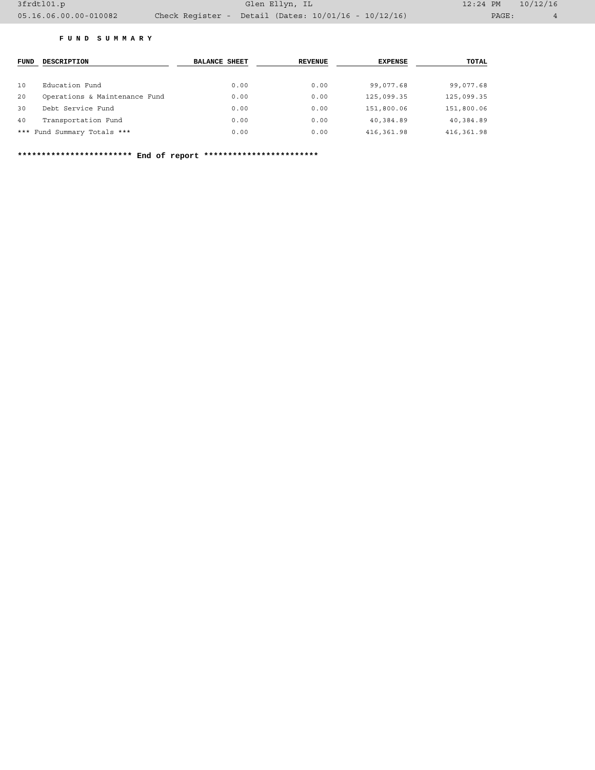**F U N D   S U M M A R Y**

| FUND | DESCRIPTION | BALANCE SHEET | REVENUE | EXPENSE | TOTAL |
|---|---|---|---|---|---|
| 10 | Education Fund | 0.00 | 0.00 | 99,077.68 | 99,077.68 |
| 20 | Operations & Maintenance Fund | 0.00 | 0.00 | 125,099.35 | 125,099.35 |
| 30 | Debt Service Fund | 0.00 | 0.00 | 151,800.06 | 151,800.06 |
| 40 | Transportation Fund | 0.00 | 0.00 | 40,384.89 | 40,384.89 |
| *** Fund Summary Totals *** | | 0.00 | 0.00 | 416,361.98 | 416,361.98 |

************************ **End of report** ************************